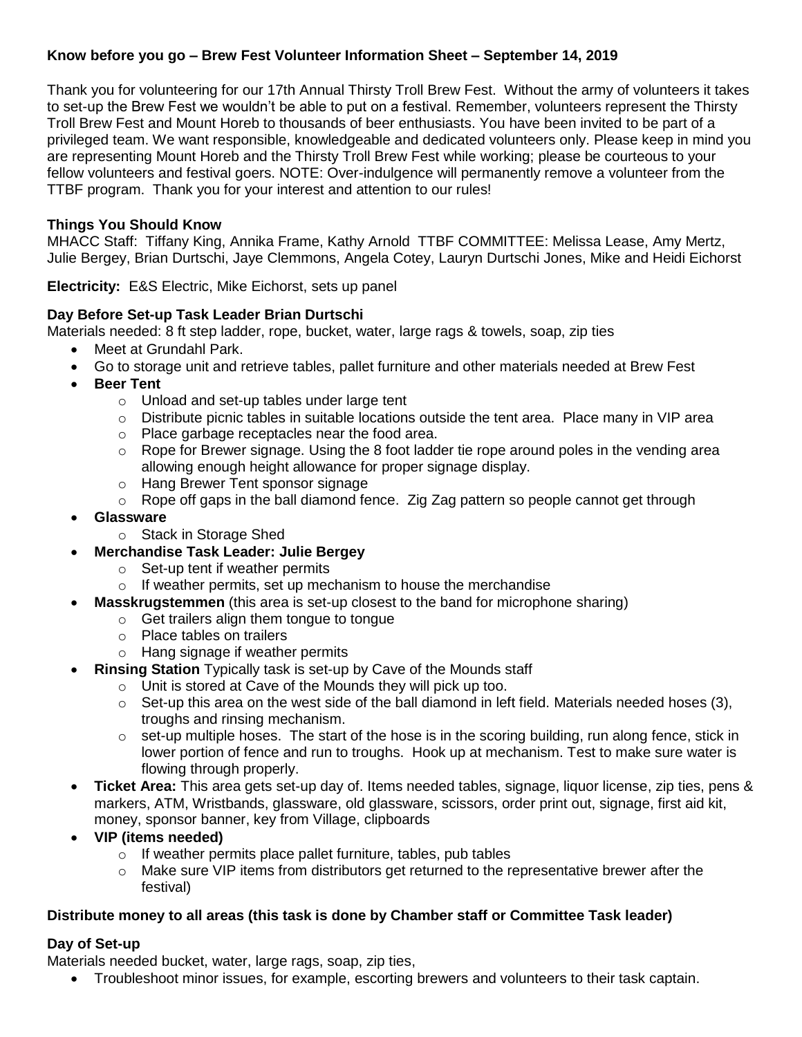**Know before you go – Brew Fest Volunteer Information Sheet – September 14, 2019**

Thank you for volunteering for our 17th Annual Thirsty Troll Brew Fest. Without the army of volunteers it takes to set-up the Brew Fest we wouldn't be able to put on a festival. Remember, volunteers represent the Thirsty Troll Brew Fest and Mount Horeb to thousands of beer enthusiasts. You have been invited to be part of a privileged team. We want responsible, knowledgeable and dedicated volunteers only. Please keep in mind you are representing Mount Horeb and the Thirsty Troll Brew Fest while working; please be courteous to your fellow volunteers and festival goers. NOTE: Over-indulgence will permanently remove a volunteer from the TTBF program. Thank you for your interest and attention to our rules!

**Things You Should Know**

MHACC Staff: Tiffany King, Annika Frame, Kathy Arnold TTBF COMMITTEE: Melissa Lease, Amy Mertz, Julie Bergey, Brian Durtschi, Jaye Clemmons, Angela Cotey, Lauryn Durtschi Jones, Mike and Heidi Eichorst

**Electricity:** E&S Electric, Mike Eichorst, sets up panel

**Day Before Set-up Task Leader Brian Durtschi**

Materials needed: 8 ft step ladder, rope, bucket, water, large rags & towels, soap, zip ties

- Meet at Grundahl Park.
- Go to storage unit and retrieve tables, pallet furniture and other materials needed at Brew Fest
- **Beer Tent**
    - Unload and set-up tables under large tent
    - Distribute picnic tables in suitable locations outside the tent area. Place many in VIP area
    - Place garbage receptacles near the food area.
    - Rope for Brewer signage. Using the 8 foot ladder tie rope around poles in the vending area allowing enough height allowance for proper signage display.
    - Hang Brewer Tent sponsor signage
    - Rope off gaps in the ball diamond fence. Zig Zag pattern so people cannot get through
- **Glassware**
    - Stack in Storage Shed
- **Merchandise Task Leader: Julie Bergey**
    - Set-up tent if weather permits
    - If weather permits, set up mechanism to house the merchandise
- **Masskrugstemmen** (this area is set-up closest to the band for microphone sharing)
    - Get trailers align them tongue to tongue
    - Place tables on trailers
    - Hang signage if weather permits
- **Rinsing Station** Typically task is set-up by Cave of the Mounds staff
    - Unit is stored at Cave of the Mounds they will pick up too.
    - Set-up this area on the west side of the ball diamond in left field. Materials needed hoses (3), troughs and rinsing mechanism.
    - set-up multiple hoses. The start of the hose is in the scoring building, run along fence, stick in lower portion of fence and run to troughs. Hook up at mechanism. Test to make sure water is flowing through properly.
- **Ticket Area:** This area gets set-up day of. Items needed tables, signage, liquor license, zip ties, pens & markers, ATM, Wristbands, glassware, old glassware, scissors, order print out, signage, first aid kit, money, sponsor banner, key from Village, clipboards
- **VIP (items needed)**
    - If weather permits place pallet furniture, tables, pub tables
    - Make sure VIP items from distributors get returned to the representative brewer after the festival)

**Distribute money to all areas (this task is done by Chamber staff or Committee Task leader)**

**Day of Set-up**

Materials needed bucket, water, large rags, soap, zip ties,

- Troubleshoot minor issues, for example, escorting brewers and volunteers to their task captain.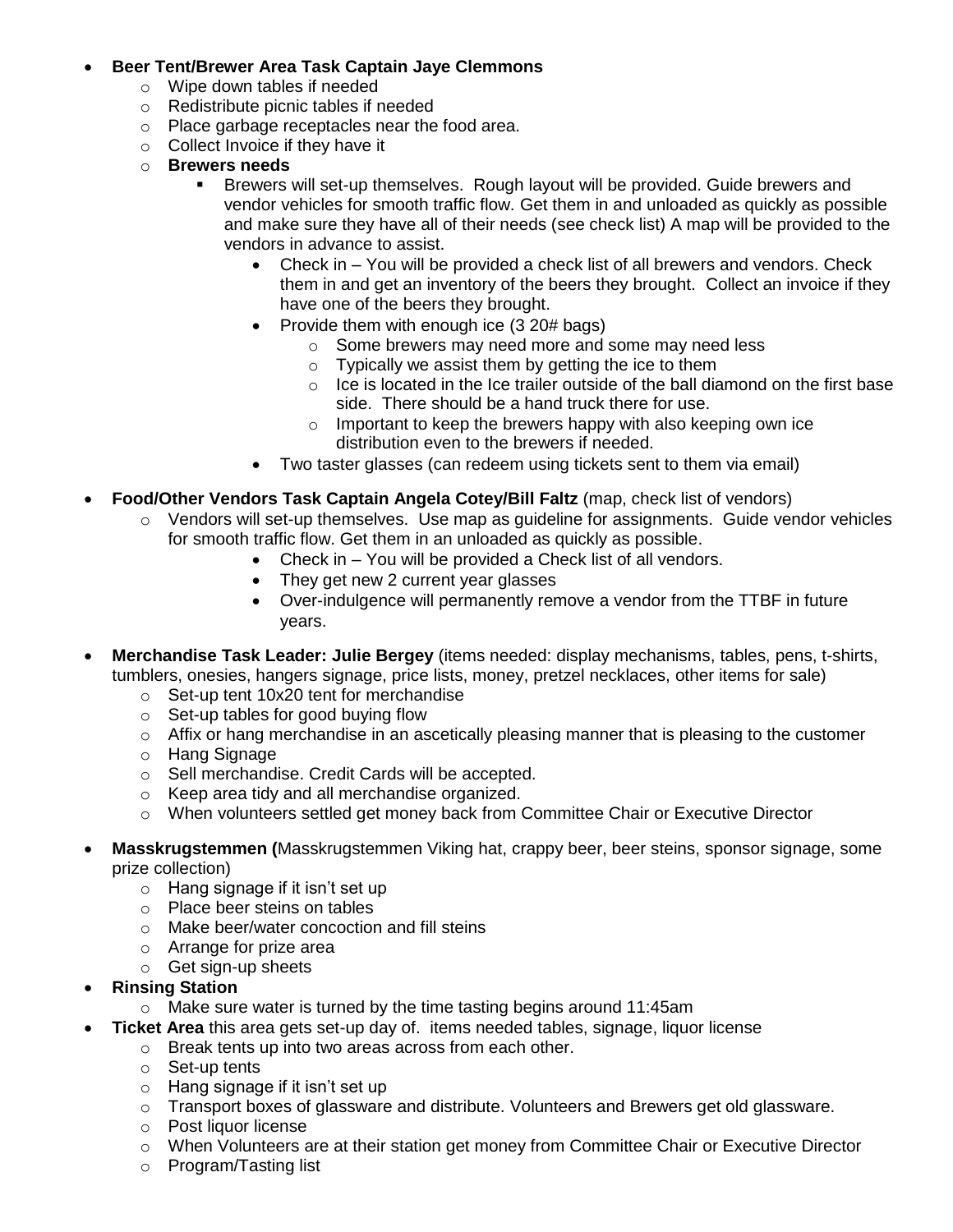- **Beer Tent/Brewer Area Task Captain Jaye Clemmons**
    - Wipe down tables if needed
    - Redistribute picnic tables if needed
    - Place garbage receptacles near the food area.
    - Collect Invoice if they have it
    - **Brewers needs**
        - Brewers will set-up themselves. Rough layout will be provided. Guide brewers and vendor vehicles for smooth traffic flow. Get them in and unloaded as quickly as possible and make sure they have all of their needs (see check list) A map will be provided to the vendors in advance to assist.
            - Check in – You will be provided a check list of all brewers and vendors. Check them in and get an inventory of the beers they brought. Collect an invoice if they have one of the beers they brought.
            - Provide them with enough ice (3 20# bags)
                - Some brewers may need more and some may need less
                - Typically we assist them by getting the ice to them
                - Ice is located in the Ice trailer outside of the ball diamond on the first base side. There should be a hand truck there for use.
                - Important to keep the brewers happy with also keeping own ice distribution even to the brewers if needed.
            - Two taster glasses (can redeem using tickets sent to them via email)
- **Food/Other Vendors Task Captain Angela Cotey/Bill Faltz** (map, check list of vendors)
    - Vendors will set-up themselves. Use map as guideline for assignments. Guide vendor vehicles for smooth traffic flow. Get them in an unloaded as quickly as possible.
        - Check in – You will be provided a Check list of all vendors.
        - They get new 2 current year glasses
        - Over-indulgence will permanently remove a vendor from the TTBF in future years.
- **Merchandise Task Leader: Julie Bergey** (items needed: display mechanisms, tables, pens, t-shirts, tumblers, onesies, hangers signage, price lists, money, pretzel necklaces, other items for sale)
    - Set-up tent 10x20 tent for merchandise
    - Set-up tables for good buying flow
    - Affix or hang merchandise in an ascetically pleasing manner that is pleasing to the customer
    - Hang Signage
    - Sell merchandise. Credit Cards will be accepted.
    - Keep area tidy and all merchandise organized.
    - When volunteers settled get money back from Committee Chair or Executive Director
- **Masskrugstemmen (**Masskrugstemmen Viking hat, crappy beer, beer steins, sponsor signage, some prize collection)
    - Hang signage if it isn't set up
    - Place beer steins on tables
    - Make beer/water concoction and fill steins
    - Arrange for prize area
    - Get sign-up sheets
- **Rinsing Station**
    - Make sure water is turned by the time tasting begins around 11:45am
- **Ticket Area** this area gets set-up day of. items needed tables, signage, liquor license
    - Break tents up into two areas across from each other.
    - Set-up tents
    - Hang signage if it isn't set up
    - Transport boxes of glassware and distribute. Volunteers and Brewers get old glassware.
    - Post liquor license
    - When Volunteers are at their station get money from Committee Chair or Executive Director
    - Program/Tasting list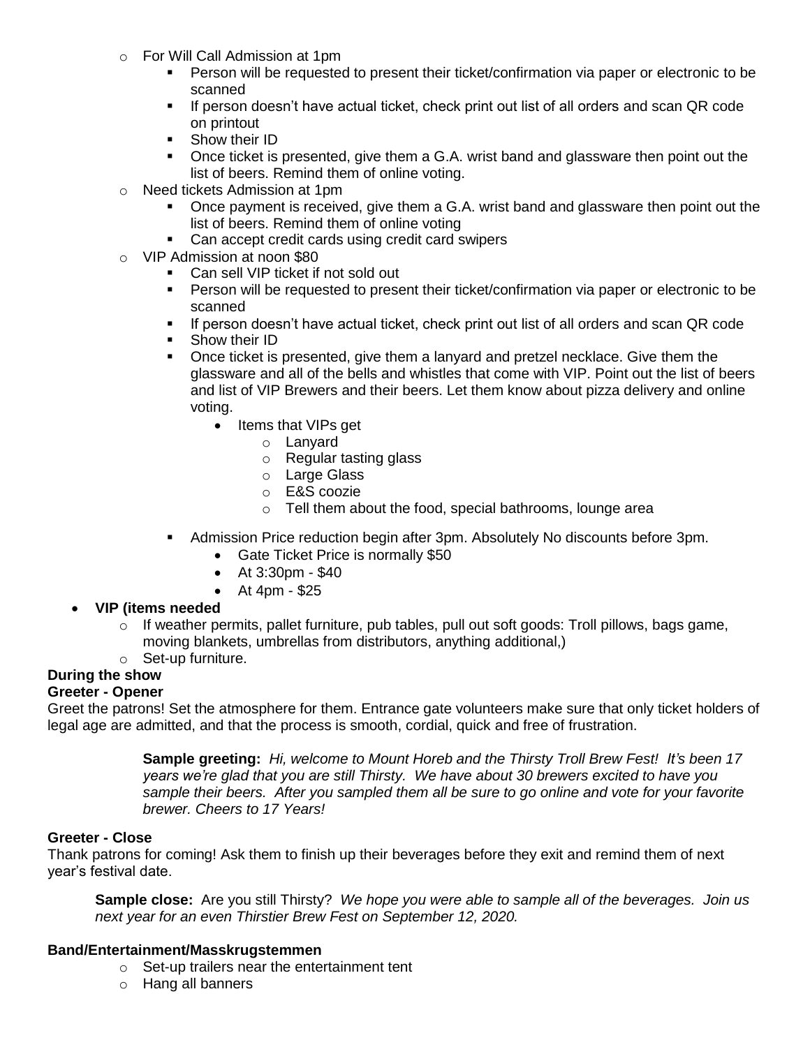- For Will Call Admission at 1pm
  - Person will be requested to present their ticket/confirmation via paper or electronic to be scanned
  - If person doesn't have actual ticket, check print out list of all orders and scan QR code on printout
  - Show their ID
  - Once ticket is presented, give them a G.A. wrist band and glassware then point out the list of beers. Remind them of online voting.
- Need tickets Admission at 1pm
  - Once payment is received, give them a G.A. wrist band and glassware then point out the list of beers. Remind them of online voting
  - Can accept credit cards using credit card swipers
- VIP Admission at noon $80
  - Can sell VIP ticket if not sold out
  - Person will be requested to present their ticket/confirmation via paper or electronic to be scanned
  - If person doesn't have actual ticket, check print out list of all orders and scan QR code
  - Show their ID
  - Once ticket is presented, give them a lanyard and pretzel necklace. Give them the glassware and all of the bells and whistles that come with VIP. Point out the list of beers and list of VIP Brewers and their beers. Let them know about pizza delivery and online voting.
    - Items that VIPs get
      - Lanyard
      - Regular tasting glass
      - Large Glass
      - E&S coozie
      - Tell them about the food, special bathrooms, lounge area
  - Admission Price reduction begin after 3pm. Absolutely No discounts before 3pm.
    - Gate Ticket Price is normally $50
    - At 3:30pm - $40
    - At 4pm - $25

- **VIP (items needed**
  - If weather permits, pallet furniture, pub tables, pull out soft goods: Troll pillows, bags game, moving blankets, umbrellas from distributors, anything additional,)
  - Set-up furniture.

**During the show**

**Greeter - Opener**

Greet the patrons! Set the atmosphere for them. Entrance gate volunteers make sure that only ticket holders of legal age are admitted, and that the process is smooth, cordial, quick and free of frustration.

> **Sample greeting:** *Hi, welcome to Mount Horeb and the Thirsty Troll Brew Fest! It's been 17 years we're glad that you are still Thirsty. We have about 30 brewers excited to have you sample their beers. After you sampled them all be sure to go online and vote for your favorite brewer. Cheers to 17 Years!*

**Greeter - Close**

Thank patrons for coming! Ask them to finish up their beverages before they exit and remind them of next year's festival date.

> **Sample close:** Are you still Thirsty? *We hope you were able to sample all of the beverages. Join us next year for an even Thirstier Brew Fest on September 12, 2020.*

**Band/Entertainment/Masskrugstemmen**

- Set-up trailers near the entertainment tent
- Hang all banners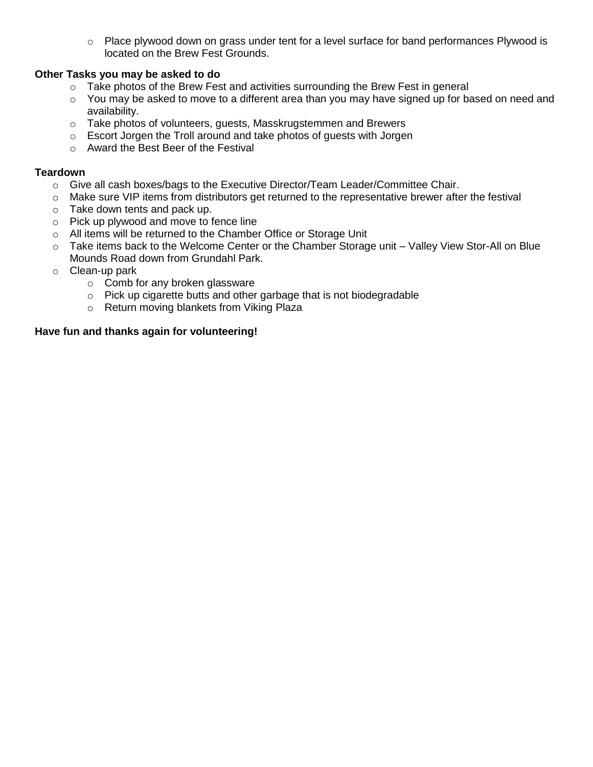- Place plywood down on grass under tent for a level surface for band performances Plywood is located on the Brew Fest Grounds.

**Other Tasks you may be asked to do**

- Take photos of the Brew Fest and activities surrounding the Brew Fest in general
- You may be asked to move to a different area than you may have signed up for based on need and availability.
- Take photos of volunteers, guests, Masskrugstemmen and Brewers
- Escort Jorgen the Troll around and take photos of guests with Jorgen
- Award the Best Beer of the Festival

**Teardown**

- Give all cash boxes/bags to the Executive Director/Team Leader/Committee Chair.
- Make sure VIP items from distributors get returned to the representative brewer after the festival
- Take down tents and pack up.
- Pick up plywood and move to fence line
- All items will be returned to the Chamber Office or Storage Unit
- Take items back to the Welcome Center or the Chamber Storage unit – Valley View Stor-All on Blue Mounds Road down from Grundahl Park.
- Clean-up park
  - Comb for any broken glassware
  - Pick up cigarette butts and other garbage that is not biodegradable
  - Return moving blankets from Viking Plaza

**Have fun and thanks again for volunteering!**